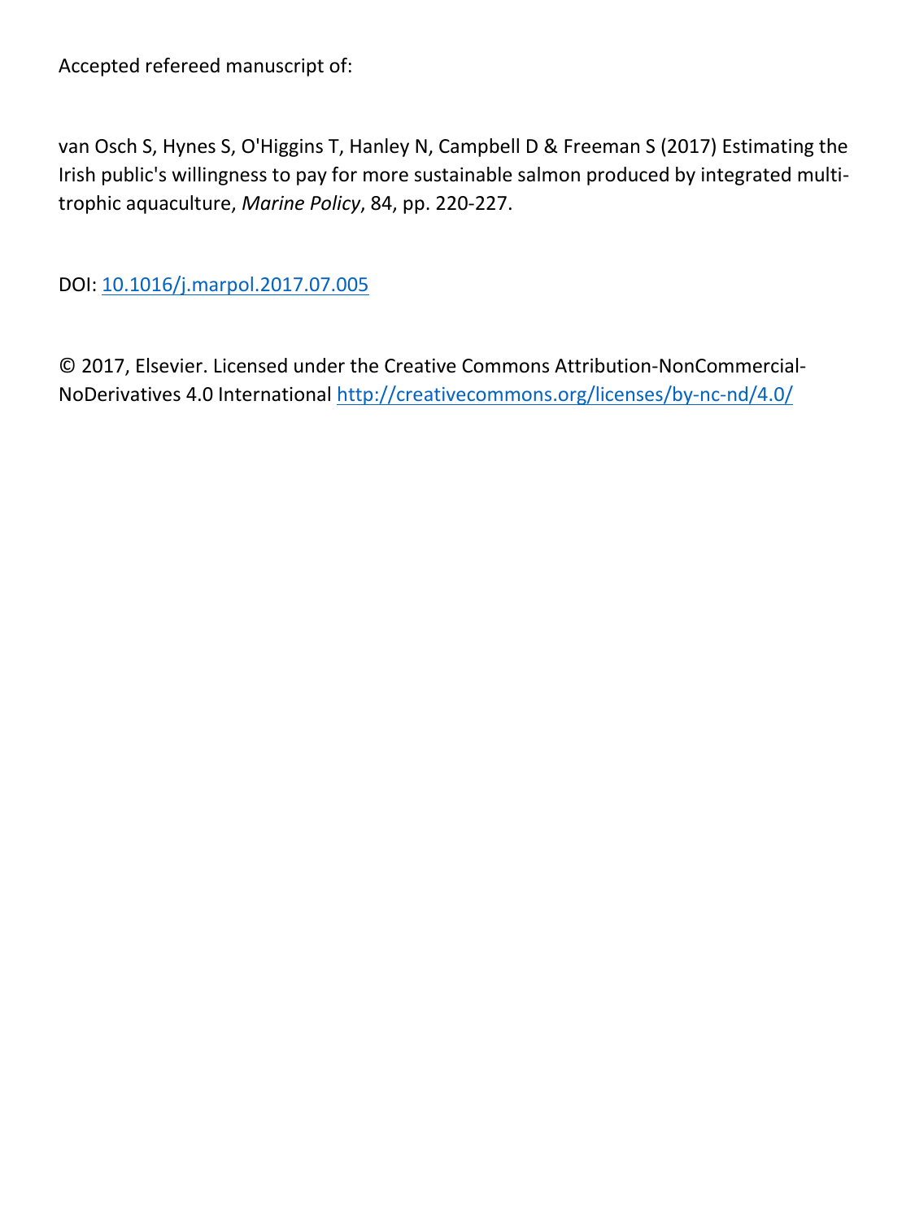Accepted refereed manuscript of:

van Osch S, Hynes S, O'Higgins T, Hanley N, Campbell D & Freeman S (2017) Estimating the Irish public's willingness to pay for more sustainable salmon produced by integrated multi-trophic aquaculture, *Marine Policy*, 84, pp. 220-227.

DOI: [10.1016/j.marpol.2017.07.005](https://doi.org/10.1016/j.marpol.2017.07.005)

© 2017, Elsevier. Licensed under the Creative Commons Attribution-NonCommercial-NoDerivatives 4.0 International [http://creativecommons.org/licenses/by-nc-nd/4.0/](http://creativecommons.org/licenses/by-nc-nd/4.0/)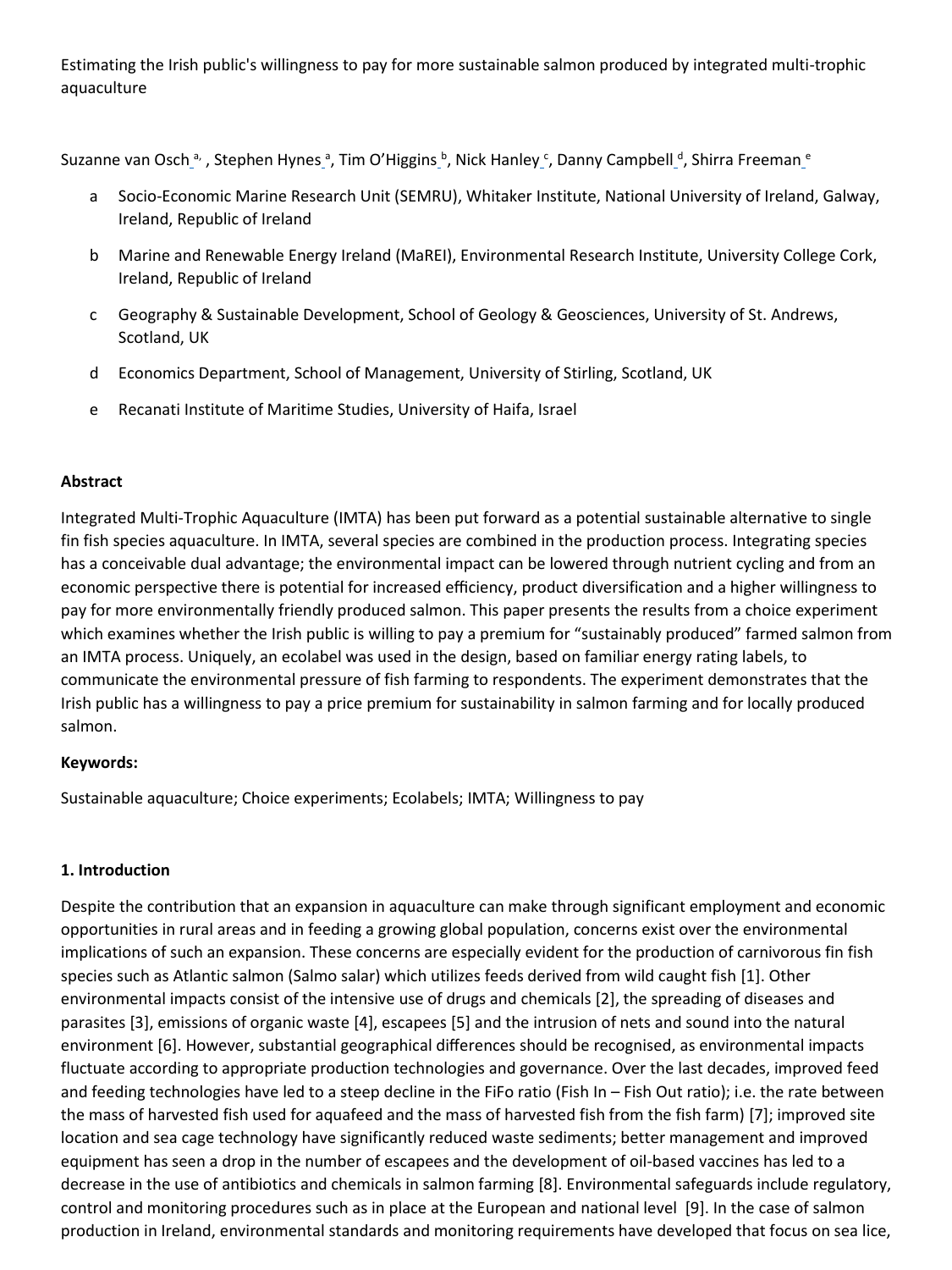Estimating the Irish public's willingness to pay for more sustainable salmon produced by integrated multi-trophic aquaculture

Suzanne van Osch [a], Stephen Hynes [a], Tim O'Higgins [b], Nick Hanley [c], Danny Campbell [d], Shirra Freeman [e]

- a Socio-Economic Marine Research Unit (SEMRU), Whitaker Institute, National University of Ireland, Galway, Ireland, Republic of Ireland
- b Marine and Renewable Energy Ireland (MaREI), Environmental Research Institute, University College Cork, Ireland, Republic of Ireland
- c Geography & Sustainable Development, School of Geology & Geosciences, University of St. Andrews, Scotland, UK
- d Economics Department, School of Management, University of Stirling, Scotland, UK
- e Recanati Institute of Maritime Studies, University of Haifa, Israel

**Abstract**

Integrated Multi-Trophic Aquaculture (IMTA) has been put forward as a potential sustainable alternative to single fin fish species aquaculture. In IMTA, several species are combined in the production process. Integrating species has a conceivable dual advantage; the environmental impact can be lowered through nutrient cycling and from an economic perspective there is potential for increased efficiency, product diversification and a higher willingness to pay for more environmentally friendly produced salmon. This paper presents the results from a choice experiment which examines whether the Irish public is willing to pay a premium for "sustainably produced" farmed salmon from an IMTA process. Uniquely, an ecolabel was used in the design, based on familiar energy rating labels, to communicate the environmental pressure of fish farming to respondents. The experiment demonstrates that the Irish public has a willingness to pay a price premium for sustainability in salmon farming and for locally produced salmon.

**Keywords:**

Sustainable aquaculture; Choice experiments; Ecolabels; IMTA; Willingness to pay

**1. Introduction**

Despite the contribution that an expansion in aquaculture can make through significant employment and economic opportunities in rural areas and in feeding a growing global population, concerns exist over the environmental implications of such an expansion. These concerns are especially evident for the production of carnivorous fin fish species such as Atlantic salmon (Salmo salar) which utilizes feeds derived from wild caught fish [1]. Other environmental impacts consist of the intensive use of drugs and chemicals [2], the spreading of diseases and parasites [3], emissions of organic waste [4], escapees [5] and the intrusion of nets and sound into the natural environment [6]. However, substantial geographical differences should be recognised, as environmental impacts fluctuate according to appropriate production technologies and governance. Over the last decades, improved feed and feeding technologies have led to a steep decline in the FiFo ratio (Fish In – Fish Out ratio); i.e. the rate between the mass of harvested fish used for aquafeed and the mass of harvested fish from the fish farm) [7]; improved site location and sea cage technology have significantly reduced waste sediments; better management and improved equipment has seen a drop in the number of escapees and the development of oil-based vaccines has led to a decrease in the use of antibiotics and chemicals in salmon farming [8]. Environmental safeguards include regulatory, control and monitoring procedures such as in place at the European and national level [9]. In the case of salmon production in Ireland, environmental standards and monitoring requirements have developed that focus on sea lice,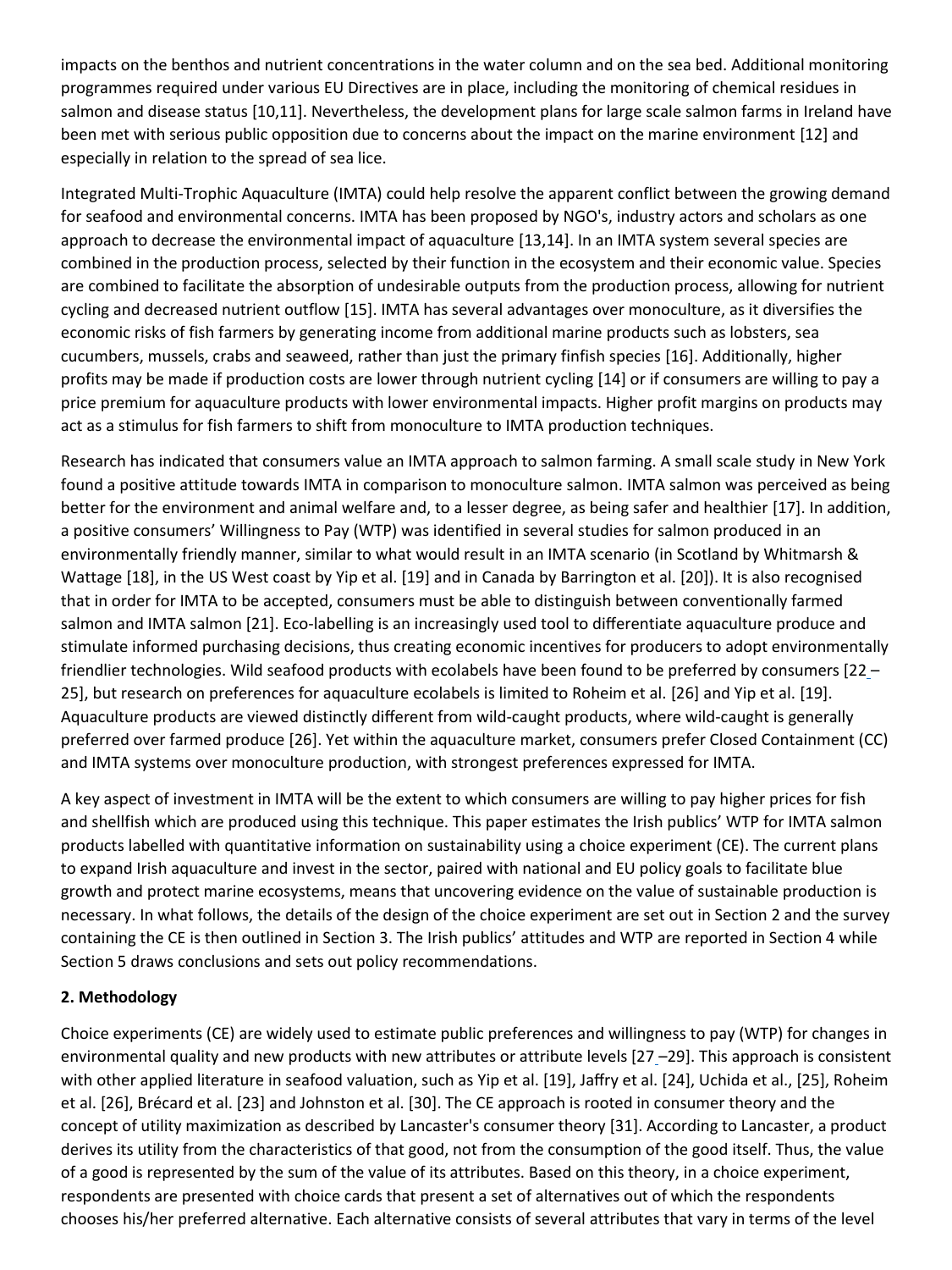impacts on the benthos and nutrient concentrations in the water column and on the sea bed. Additional monitoring programmes required under various EU Directives are in place, including the monitoring of chemical residues in salmon and disease status [10,11]. Nevertheless, the development plans for large scale salmon farms in Ireland have been met with serious public opposition due to concerns about the impact on the marine environment [12] and especially in relation to the spread of sea lice.

Integrated Multi-Trophic Aquaculture (IMTA) could help resolve the apparent conflict between the growing demand for seafood and environmental concerns. IMTA has been proposed by NGO's, industry actors and scholars as one approach to decrease the environmental impact of aquaculture [13,14]. In an IMTA system several species are combined in the production process, selected by their function in the ecosystem and their economic value. Species are combined to facilitate the absorption of undesirable outputs from the production process, allowing for nutrient cycling and decreased nutrient outflow [15]. IMTA has several advantages over monoculture, as it diversifies the economic risks of fish farmers by generating income from additional marine products such as lobsters, sea cucumbers, mussels, crabs and seaweed, rather than just the primary finfish species [16]. Additionally, higher profits may be made if production costs are lower through nutrient cycling [14] or if consumers are willing to pay a price premium for aquaculture products with lower environmental impacts. Higher profit margins on products may act as a stimulus for fish farmers to shift from monoculture to IMTA production techniques.

Research has indicated that consumers value an IMTA approach to salmon farming. A small scale study in New York found a positive attitude towards IMTA in comparison to monoculture salmon. IMTA salmon was perceived as being better for the environment and animal welfare and, to a lesser degree, as being safer and healthier [17]. In addition, a positive consumers' Willingness to Pay (WTP) was identified in several studies for salmon produced in an environmentally friendly manner, similar to what would result in an IMTA scenario (in Scotland by Whitmarsh & Wattage [18], in the US West coast by Yip et al. [19] and in Canada by Barrington et al. [20]). It is also recognised that in order for IMTA to be accepted, consumers must be able to distinguish between conventionally farmed salmon and IMTA salmon [21]. Eco-labelling is an increasingly used tool to differentiate aquaculture produce and stimulate informed purchasing decisions, thus creating economic incentives for producers to adopt environmentally friendlier technologies. Wild seafood products with ecolabels have been found to be preferred by consumers [22–25], but research on preferences for aquaculture ecolabels is limited to Roheim et al. [26] and Yip et al. [19]. Aquaculture products are viewed distinctly different from wild-caught products, where wild-caught is generally preferred over farmed produce [26]. Yet within the aquaculture market, consumers prefer Closed Containment (CC) and IMTA systems over monoculture production, with strongest preferences expressed for IMTA.

A key aspect of investment in IMTA will be the extent to which consumers are willing to pay higher prices for fish and shellfish which are produced using this technique. This paper estimates the Irish publics' WTP for IMTA salmon products labelled with quantitative information on sustainability using a choice experiment (CE). The current plans to expand Irish aquaculture and invest in the sector, paired with national and EU policy goals to facilitate blue growth and protect marine ecosystems, means that uncovering evidence on the value of sustainable production is necessary. In what follows, the details of the design of the choice experiment are set out in Section 2 and the survey containing the CE is then outlined in Section 3. The Irish publics' attitudes and WTP are reported in Section 4 while Section 5 draws conclusions and sets out policy recommendations.

## 2. Methodology

Choice experiments (CE) are widely used to estimate public preferences and willingness to pay (WTP) for changes in environmental quality and new products with new attributes or attribute levels [27–29]. This approach is consistent with other applied literature in seafood valuation, such as Yip et al. [19], Jaffry et al. [24], Uchida et al., [25], Roheim et al. [26], Brécard et al. [23] and Johnston et al. [30]. The CE approach is rooted in consumer theory and the concept of utility maximization as described by Lancaster's consumer theory [31]. According to Lancaster, a product derives its utility from the characteristics of that good, not from the consumption of the good itself. Thus, the value of a good is represented by the sum of the value of its attributes. Based on this theory, in a choice experiment, respondents are presented with choice cards that present a set of alternatives out of which the respondents chooses his/her preferred alternative. Each alternative consists of several attributes that vary in terms of the level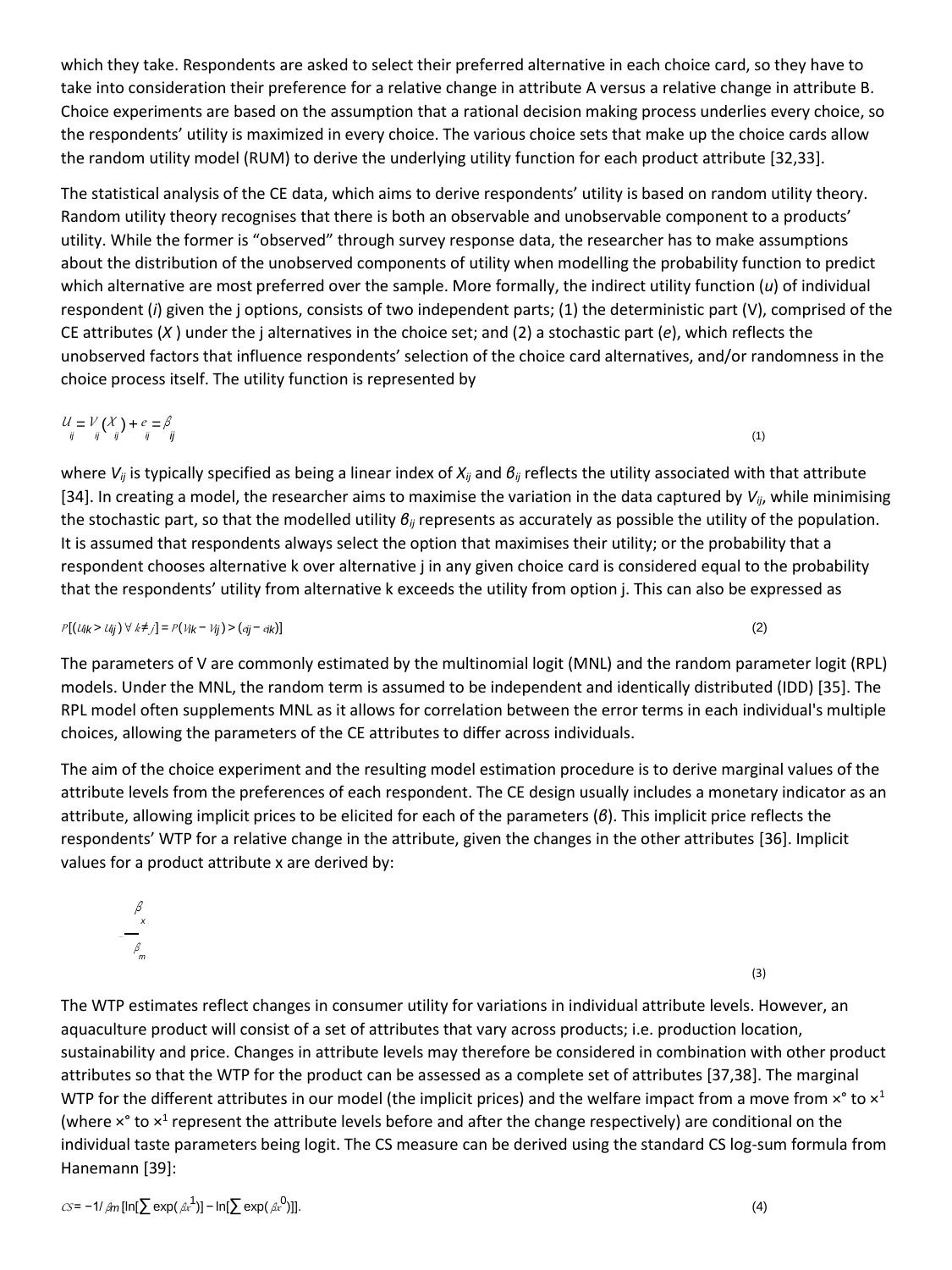which they take. Respondents are asked to select their preferred alternative in each choice card, so they have to take into consideration their preference for a relative change in attribute A versus a relative change in attribute B. Choice experiments are based on the assumption that a rational decision making process underlies every choice, so the respondents' utility is maximized in every choice. The various choice sets that make up the choice cards allow the random utility model (RUM) to derive the underlying utility function for each product attribute [32,33].

The statistical analysis of the CE data, which aims to derive respondents' utility is based on random utility theory. Random utility theory recognises that there is both an observable and unobservable component to a products' utility. While the former is "observed" through survey response data, the researcher has to make assumptions about the distribution of the unobserved components of utility when modelling the probability function to predict which alternative are most preferred over the sample. More formally, the indirect utility function ($u$) of individual respondent ($i$) given the j options, consists of two independent parts; (1) the deterministic part (V), comprised of the CE attributes ($X$ ) under the j alternatives in the choice set; and (2) a stochastic part ($e$), which reflects the unobserved factors that influence respondents' selection of the choice card alternatives, and/or randomness in the choice process itself. The utility function is represented by

$$U_{ij} = V_{ij}(X_{ij}) + e_{ij} = \beta_{ij} \tag{1}$$

where $V_{ij}$ is typically specified as being a linear index of $X_{ij}$ and $\beta_{ij}$ reflects the utility associated with that attribute [34]. In creating a model, the researcher aims to maximise the variation in the data captured by $V_{ij}$, while minimising the stochastic part, so that the modelled utility $\beta_{ij}$ represents as accurately as possible the utility of the population. It is assumed that respondents always select the option that maximises their utility; or the probability that a respondent chooses alternative k over alternative j in any given choice card is considered equal to the probability that the respondents' utility from alternative k exceeds the utility from option j. This can also be expressed as

$$P[(U_{ik} > U_{ij}) \forall k \neq j] = P(V_{ik} - V_{ij}) > (e_{ij} - e_{ik})] \tag{2}$$

The parameters of V are commonly estimated by the multinomial logit (MNL) and the random parameter logit (RPL) models. Under the MNL, the random term is assumed to be independent and identically distributed (IDD) [35]. The RPL model often supplements MNL as it allows for correlation between the error terms in each individual's multiple choices, allowing the parameters of the CE attributes to differ across individuals.

The aim of the choice experiment and the resulting model estimation procedure is to derive marginal values of the attribute levels from the preferences of each respondent. The CE design usually includes a monetary indicator as an attribute, allowing implicit prices to be elicited for each of the parameters ($\beta$). This implicit price reflects the respondents' WTP for a relative change in the attribute, given the changes in the other attributes [36]. Implicit values for a product attribute x are derived by:

$$-\frac{\beta_x}{\beta_m} \tag{3}$$

The WTP estimates reflect changes in consumer utility for variations in individual attribute levels. However, an aquaculture product will consist of a set of attributes that vary across products; i.e. production location, sustainability and price. Changes in attribute levels may therefore be considered in combination with other product attributes so that the WTP for the product can be assessed as a complete set of attributes [37,38]. The marginal WTP for the different attributes in our model (the implicit prices) and the welfare impact from a move from $x^{\circ}$ to $x^{1}$ (where $x^{\circ}$ to $x^{1}$ represent the attribute levels before and after the change respectively) are conditional on the individual taste parameters being logit. The CS measure can be derived using the standard CS log-sum formula from Hanemann [39]:

$$CS = -1/\beta_m [\ln[\sum \exp(\beta x^1)] - \ln[\sum \exp(\beta x^0)]]. \tag{4}$$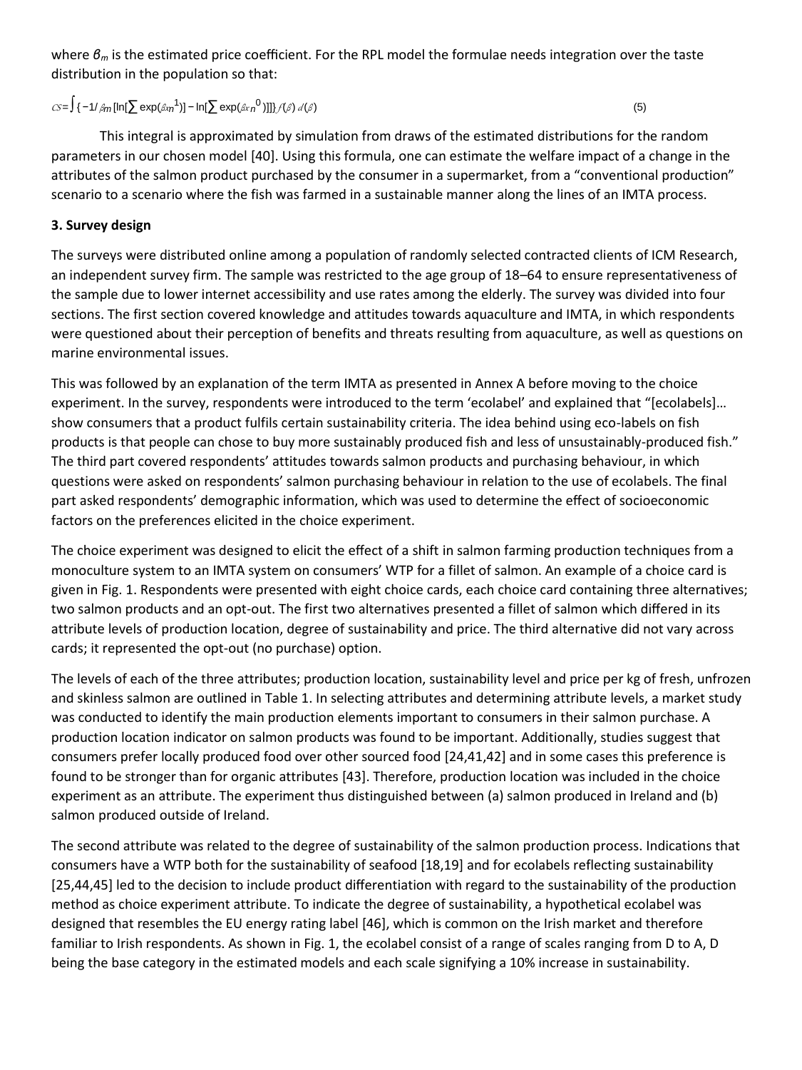where $\beta_m$ is the estimated price coefficient. For the RPL model the formulae needs integration over the taste distribution in the population so that:

$$CS = \int \{-1/\beta_m [\ln[\sum \exp(\beta x n^1)] - \ln[\sum \exp(\beta x n^0)]]\} f(\beta)\, d(\beta) \tag{5}$$

This integral is approximated by simulation from draws of the estimated distributions for the random parameters in our chosen model [40]. Using this formula, one can estimate the welfare impact of a change in the attributes of the salmon product purchased by the consumer in a supermarket, from a "conventional production" scenario to a scenario where the fish was farmed in a sustainable manner along the lines of an IMTA process.

## 3. Survey design

The surveys were distributed online among a population of randomly selected contracted clients of ICM Research, an independent survey firm. The sample was restricted to the age group of 18–64 to ensure representativeness of the sample due to lower internet accessibility and use rates among the elderly. The survey was divided into four sections. The first section covered knowledge and attitudes towards aquaculture and IMTA, in which respondents were questioned about their perception of benefits and threats resulting from aquaculture, as well as questions on marine environmental issues.

This was followed by an explanation of the term IMTA as presented in Annex A before moving to the choice experiment. In the survey, respondents were introduced to the term 'ecolabel' and explained that "[ecolabels]… show consumers that a product fulfils certain sustainability criteria. The idea behind using eco-labels on fish products is that people can chose to buy more sustainably produced fish and less of unsustainably-produced fish." The third part covered respondents' attitudes towards salmon products and purchasing behaviour, in which questions were asked on respondents' salmon purchasing behaviour in relation to the use of ecolabels. The final part asked respondents' demographic information, which was used to determine the effect of socioeconomic factors on the preferences elicited in the choice experiment.

The choice experiment was designed to elicit the effect of a shift in salmon farming production techniques from a monoculture system to an IMTA system on consumers' WTP for a fillet of salmon. An example of a choice card is given in Fig. 1. Respondents were presented with eight choice cards, each choice card containing three alternatives; two salmon products and an opt-out. The first two alternatives presented a fillet of salmon which differed in its attribute levels of production location, degree of sustainability and price. The third alternative did not vary across cards; it represented the opt-out (no purchase) option.

The levels of each of the three attributes; production location, sustainability level and price per kg of fresh, unfrozen and skinless salmon are outlined in Table 1. In selecting attributes and determining attribute levels, a market study was conducted to identify the main production elements important to consumers in their salmon purchase. A production location indicator on salmon products was found to be important. Additionally, studies suggest that consumers prefer locally produced food over other sourced food [24,41,42] and in some cases this preference is found to be stronger than for organic attributes [43]. Therefore, production location was included in the choice experiment as an attribute. The experiment thus distinguished between (a) salmon produced in Ireland and (b) salmon produced outside of Ireland.

The second attribute was related to the degree of sustainability of the salmon production process. Indications that consumers have a WTP both for the sustainability of seafood [18,19] and for ecolabels reflecting sustainability [25,44,45] led to the decision to include product differentiation with regard to the sustainability of the production method as choice experiment attribute. To indicate the degree of sustainability, a hypothetical ecolabel was designed that resembles the EU energy rating label [46], which is common on the Irish market and therefore familiar to Irish respondents. As shown in Fig. 1, the ecolabel consist of a range of scales ranging from D to A, D being the base category in the estimated models and each scale signifying a 10% increase in sustainability.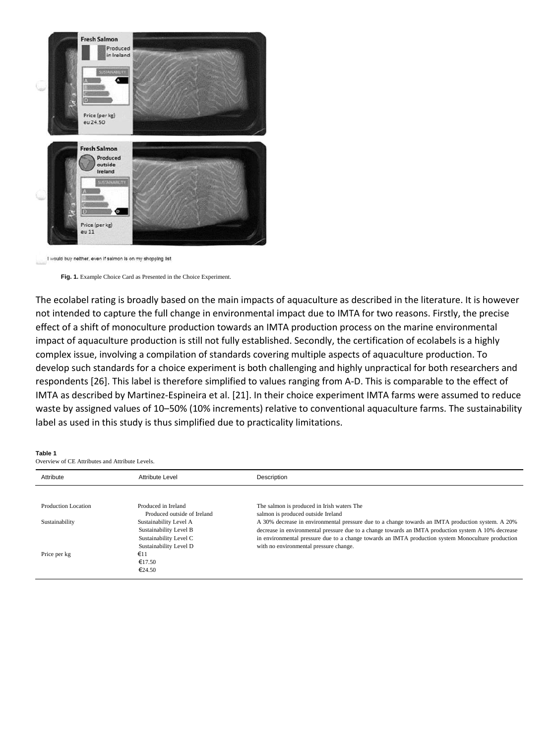Fig. 1. Example Choice Card as Presented in the Choice Experiment.

The ecolabel rating is broadly based on the main impacts of aquaculture as described in the literature. It is however not intended to capture the full change in environmental impact due to IMTA for two reasons. Firstly, the precise effect of a shift of monoculture production towards an IMTA production process on the marine environmental impact of aquaculture production is still not fully established. Secondly, the certification of ecolabels is a highly complex issue, involving a compilation of standards covering multiple aspects of aquaculture production. To develop such standards for a choice experiment is both challenging and highly unpractical for both researchers and respondents [26]. This label is therefore simplified to values ranging from A-D. This is comparable to the effect of IMTA as described by Martinez-Espineira et al. [21]. In their choice experiment IMTA farms were assumed to reduce waste by assigned values of 10–50% (10% increments) relative to conventional aquaculture farms. The sustainability label as used in this study is thus simplified due to practicality limitations.

**Table 1**
Overview of CE Attributes and Attribute Levels.

| Attribute | Attribute Level | Description |
|---|---|---|
| Production Location | Produced in Ireland | The salmon is produced in Irish waters |
| | Produced outside of Ireland | The salmon is produced outside Ireland |
| Sustainability | Sustainability Level A | A 30% decrease in environmental pressure due to a change towards an IMTA production system. |
| | Sustainability Level B | A 20% decrease in environmental pressure due to a change towards an IMTA production system |
| | Sustainability Level C | A 10% decrease in environmental pressure due to a change towards an IMTA production system |
| | Sustainability Level D | Monoculture production with no environmental pressure change. |
| Price per kg | €11 | |
| | €17.50 | |
| | €24.50 | |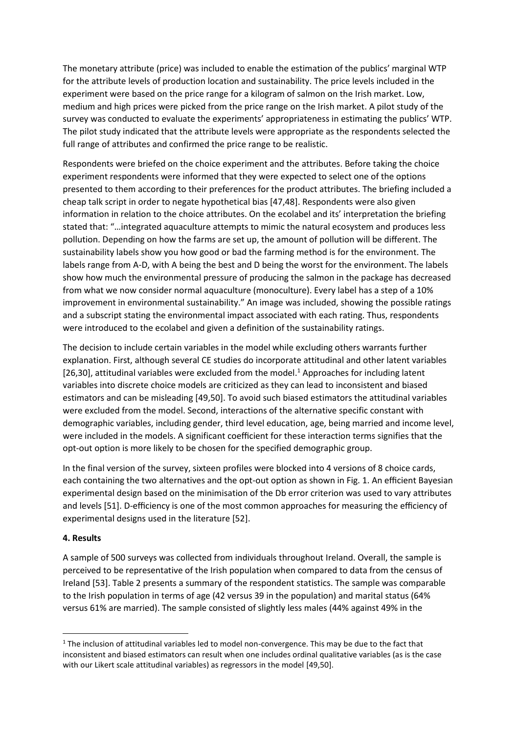The monetary attribute (price) was included to enable the estimation of the publics' marginal WTP for the attribute levels of production location and sustainability. The price levels included in the experiment were based on the price range for a kilogram of salmon on the Irish market. Low, medium and high prices were picked from the price range on the Irish market. A pilot study of the survey was conducted to evaluate the experiments' appropriateness in estimating the publics' WTP. The pilot study indicated that the attribute levels were appropriate as the respondents selected the full range of attributes and confirmed the price range to be realistic.

Respondents were briefed on the choice experiment and the attributes. Before taking the choice experiment respondents were informed that they were expected to select one of the options presented to them according to their preferences for the product attributes. The briefing included a cheap talk script in order to negate hypothetical bias [47,48]. Respondents were also given information in relation to the choice attributes. On the ecolabel and its' interpretation the briefing stated that: "…integrated aquaculture attempts to mimic the natural ecosystem and produces less pollution. Depending on how the farms are set up, the amount of pollution will be different. The sustainability labels show you how good or bad the farming method is for the environment. The labels range from A-D, with A being the best and D being the worst for the environment. The labels show how much the environmental pressure of producing the salmon in the package has decreased from what we now consider normal aquaculture (monoculture). Every label has a step of a 10% improvement in environmental sustainability." An image was included, showing the possible ratings and a subscript stating the environmental impact associated with each rating. Thus, respondents were introduced to the ecolabel and given a definition of the sustainability ratings.

The decision to include certain variables in the model while excluding others warrants further explanation. First, although several CE studies do incorporate attitudinal and other latent variables [26,30], attitudinal variables were excluded from the model.[1] Approaches for including latent variables into discrete choice models are criticized as they can lead to inconsistent and biased estimators and can be misleading [49,50]. To avoid such biased estimators the attitudinal variables were excluded from the model. Second, interactions of the alternative specific constant with demographic variables, including gender, third level education, age, being married and income level, were included in the models. A significant coefficient for these interaction terms signifies that the opt-out option is more likely to be chosen for the specified demographic group.

In the final version of the survey, sixteen profiles were blocked into 4 versions of 8 choice cards, each containing the two alternatives and the opt-out option as shown in Fig. 1. An efficient Bayesian experimental design based on the minimisation of the Db error criterion was used to vary attributes and levels [51]. D-efficiency is one of the most common approaches for measuring the efficiency of experimental designs used in the literature [52].

**4. Results**

A sample of 500 surveys was collected from individuals throughout Ireland. Overall, the sample is perceived to be representative of the Irish population when compared to data from the census of Ireland [53]. Table 2 presents a summary of the respondent statistics. The sample was comparable to the Irish population in terms of age (42 versus 39 in the population) and marital status (64% versus 61% are married). The sample consisted of slightly less males (44% against 49% in the

[1] The inclusion of attitudinal variables led to model non-convergence. This may be due to the fact that inconsistent and biased estimators can result when one includes ordinal qualitative variables (as is the case with our Likert scale attitudinal variables) as regressors in the model [49,50].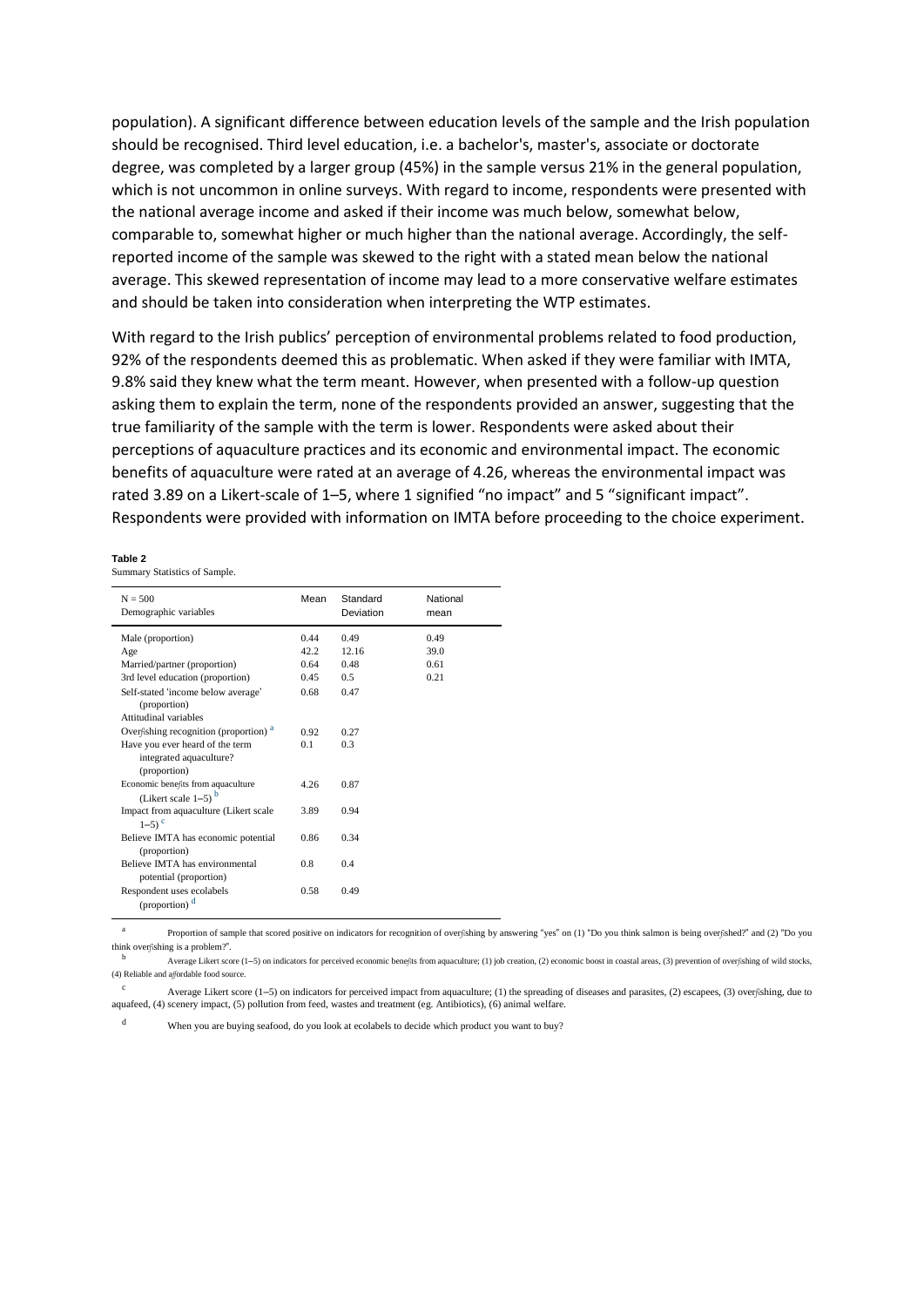population). A significant difference between education levels of the sample and the Irish population should be recognised. Third level education, i.e. a bachelor's, master's, associate or doctorate degree, was completed by a larger group (45%) in the sample versus 21% in the general population, which is not uncommon in online surveys. With regard to income, respondents were presented with the national average income and asked if their income was much below, somewhat below, comparable to, somewhat higher or much higher than the national average. Accordingly, the self-reported income of the sample was skewed to the right with a stated mean below the national average. This skewed representation of income may lead to a more conservative welfare estimates and should be taken into consideration when interpreting the WTP estimates.

With regard to the Irish publics' perception of environmental problems related to food production, 92% of the respondents deemed this as problematic. When asked if they were familiar with IMTA, 9.8% said they knew what the term meant. However, when presented with a follow-up question asking them to explain the term, none of the respondents provided an answer, suggesting that the true familiarity of the sample with the term is lower. Respondents were asked about their perceptions of aquaculture practices and its economic and environmental impact. The economic benefits of aquaculture were rated at an average of 4.26, whereas the environmental impact was rated 3.89 on a Likert-scale of 1–5, where 1 signified "no impact" and 5 "significant impact". Respondents were provided with information on IMTA before proceeding to the choice experiment.

**Table 2**
Summary Statistics of Sample.

| N = 500<br>Demographic variables | Mean | Standard Deviation | National mean |
|---|---|---|---|
| Male (proportion) | 0.44 | 0.49 | 0.49 |
| Age | 42.2 | 12.16 | 39.0 |
| Married/partner (proportion) | 0.64 | 0.48 | 0.61 |
| 3rd level education (proportion) | 0.45 | 0.5 | 0.21 |
| Self-stated 'income below average' (proportion) | 0.68 | 0.47 | |
| Attitudinal variables | | | |
| Overfishing recognition (proportion) [a] | 0.92 | 0.27 | |
| Have you ever heard of the term integrated aquaculture? (proportion) | 0.1 | 0.3 | |
| Economic benefits from aquaculture (Likert scale 1–5) [b] | 4.26 | 0.87 | |
| Impact from aquaculture (Likert scale 1–5) [c] | 3.89 | 0.94 | |
| Believe IMTA has economic potential (proportion) | 0.86 | 0.34 | |
| Believe IMTA has environmental potential (proportion) | 0.8 | 0.4 | |
| Respondent uses ecolabels (proportion) [d] | 0.58 | 0.49 | |

[a] Proportion of sample that scored positive on indicators for recognition of overfishing by answering "yes" on (1) "Do you think salmon is being overfished?" and (2) "Do you think overfishing is a problem?".

[b] Average Likert score (1–5) on indicators for perceived economic benefits from aquaculture; (1) job creation, (2) economic boost in coastal areas, (3) prevention of overfishing of wild stocks, (4) Reliable and affordable food source.

[c] Average Likert score (1–5) on indicators for perceived impact from aquaculture; (1) the spreading of diseases and parasites, (2) escapees, (3) overfishing, due to aquafeed, (4) scenery impact, (5) pollution from feed, wastes and treatment (eg. Antibiotics), (6) animal welfare.

[d] When you are buying seafood, do you look at ecolabels to decide which product you want to buy?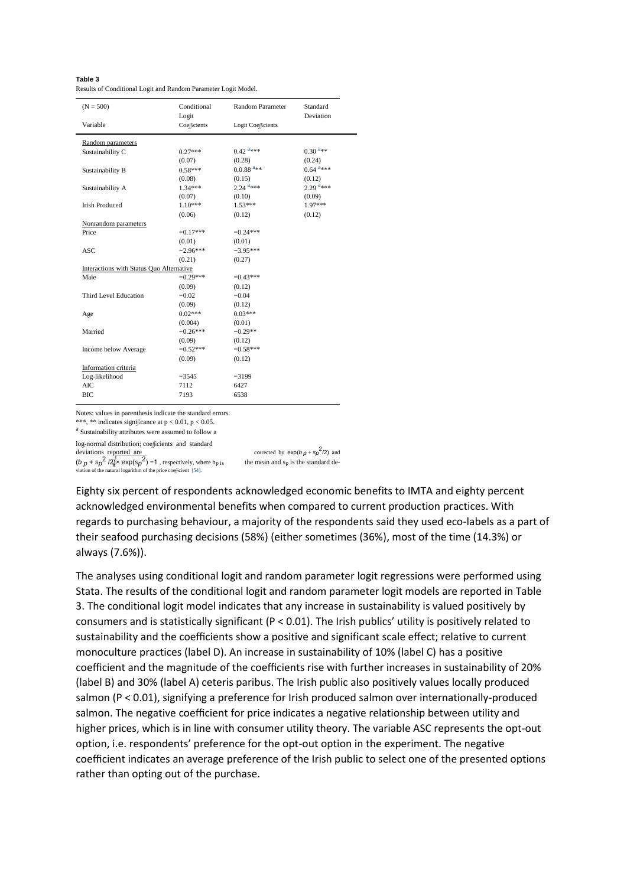**Table 3**
Results of Conditional Logit and Random Parameter Logit Model.

| (N = 500) Variable | Conditional Logit Coefficients | Random Parameter Logit Coefficients | Standard Deviation |
|---|---|---|---|
| Random parameters | | | |
| Sustainability C | 0.27*** | 0.42 [a]*** | 0.30 [a]** |
| | (0.07) | (0.28) | (0.24) |
| Sustainability B | 0.58*** | 0.0.88 [a]** | 0.64 [a]*** |
| | (0.08) | (0.15) | (0.12) |
| Sustainability A | 1.34*** | 2.24 [a]*** | 2.29 [a]*** |
| | (0.07) | (0.10) | (0.09) |
| Irish Produced | 1.10*** | 1.53*** | 1.97*** |
| | (0.06) | (0.12) | (0.12) |
| Nonrandom parameters | | | |
| Price | −0.17*** | −0.24*** | |
| | (0.01) | (0.01) | |
| ASC | −2.96*** | −3.95*** | |
| | (0.21) | (0.27) | |
| Interactions with Status Quo Alternative | | | |
| Male | −0.29*** | −0.43*** | |
| | (0.09) | (0.12) | |
| Third Level Education | −0.02 | −0.04 | |
| | (0.09) | (0.12) | |
| Age | 0.02*** | 0.03*** | |
| | (0.004) | (0.01) | |
| Married | −0.26*** | −0.29** | |
| | (0.09) | (0.12) | |
| Income below Average | −0.52*** | −0.58*** | |
| | (0.09) | (0.12) | |
| Information criteria | | | |
| Log-likelihood | −3545 | −3199 | |
| AIC | 7112 | 6427 | |
| BIC | 7193 | 6538 | |

Notes: values in parenthesis indicate the standard errors.
***, ** indicates significance at $p < 0.01$, $p < 0.05$.
[a] Sustainability attributes were assumed to follow a log-normal distribution; coefficients and standard deviations reported are corrected by $\exp(b_p + s_p^2/2)$ and $(b_p + s_p^2/2)\times\sqrt{\exp(s_p^2)-1}$, respectively, where $b_p$ is the mean and $s_p$ is the standard deviation of the natural logarithm of the price coefficient [54].

Eighty six percent of respondents acknowledged economic benefits to IMTA and eighty percent acknowledged environmental benefits when compared to current production practices. With regards to purchasing behaviour, a majority of the respondents said they used eco-labels as a part of their seafood purchasing decisions (58%) (either sometimes (36%), most of the time (14.3%) or always (7.6%)).

The analyses using conditional logit and random parameter logit regressions were performed using Stata. The results of the conditional logit and random parameter logit models are reported in Table 3. The conditional logit model indicates that any increase in sustainability is valued positively by consumers and is statistically significant ($P < 0.01$). The Irish publics' utility is positively related to sustainability and the coefficients show a positive and significant scale effect; relative to current monoculture practices (label D). An increase in sustainability of 10% (label C) has a positive coefficient and the magnitude of the coefficients rise with further increases in sustainability of 20% (label B) and 30% (label A) ceteris paribus. The Irish public also positively values locally produced salmon ($P < 0.01$), signifying a preference for Irish produced salmon over internationally-produced salmon. The negative coefficient for price indicates a negative relationship between utility and higher prices, which is in line with consumer utility theory. The variable ASC represents the opt-out option, i.e. respondents' preference for the opt-out option in the experiment. The negative coefficient indicates an average preference of the Irish public to select one of the presented options rather than opting out of the purchase.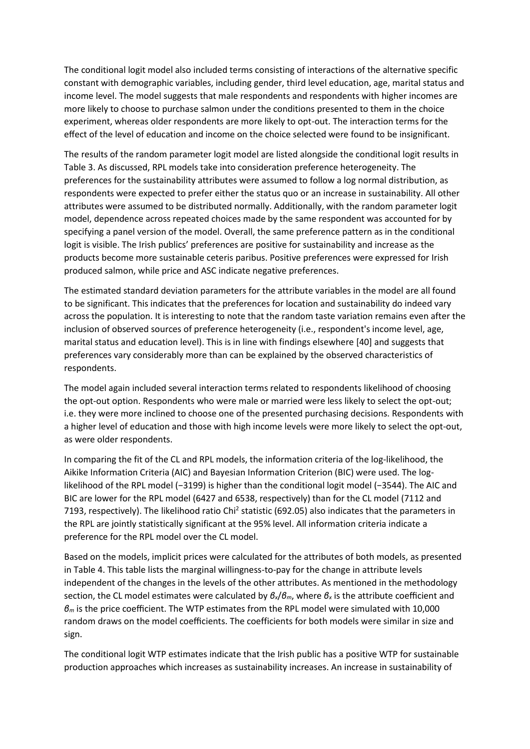The conditional logit model also included terms consisting of interactions of the alternative specific constant with demographic variables, including gender, third level education, age, marital status and income level. The model suggests that male respondents and respondents with higher incomes are more likely to choose to purchase salmon under the conditions presented to them in the choice experiment, whereas older respondents are more likely to opt-out. The interaction terms for the effect of the level of education and income on the choice selected were found to be insignificant.

The results of the random parameter logit model are listed alongside the conditional logit results in Table 3. As discussed, RPL models take into consideration preference heterogeneity. The preferences for the sustainability attributes were assumed to follow a log normal distribution, as respondents were expected to prefer either the status quo or an increase in sustainability. All other attributes were assumed to be distributed normally. Additionally, with the random parameter logit model, dependence across repeated choices made by the same respondent was accounted for by specifying a panel version of the model. Overall, the same preference pattern as in the conditional logit is visible. The Irish publics' preferences are positive for sustainability and increase as the products become more sustainable ceteris paribus. Positive preferences were expressed for Irish produced salmon, while price and ASC indicate negative preferences.

The estimated standard deviation parameters for the attribute variables in the model are all found to be significant. This indicates that the preferences for location and sustainability do indeed vary across the population. It is interesting to note that the random taste variation remains even after the inclusion of observed sources of preference heterogeneity (i.e., respondent's income level, age, marital status and education level). This is in line with findings elsewhere [40] and suggests that preferences vary considerably more than can be explained by the observed characteristics of respondents.

The model again included several interaction terms related to respondents likelihood of choosing the opt-out option. Respondents who were male or married were less likely to select the opt-out; i.e. they were more inclined to choose one of the presented purchasing decisions. Respondents with a higher level of education and those with high income levels were more likely to select the opt-out, as were older respondents.

In comparing the fit of the CL and RPL models, the information criteria of the log-likelihood, the Aikike Information Criteria (AIC) and Bayesian Information Criterion (BIC) were used. The log-likelihood of the RPL model (−3199) is higher than the conditional logit model (−3544). The AIC and BIC are lower for the RPL model (6427 and 6538, respectively) than for the CL model (7112 and 7193, respectively). The likelihood ratio $Chi^2$ statistic (692.05) also indicates that the parameters in the RPL are jointly statistically significant at the 95% level. All information criteria indicate a preference for the RPL model over the CL model.

Based on the models, implicit prices were calculated for the attributes of both models, as presented in Table 4. This table lists the marginal willingness-to-pay for the change in attribute levels independent of the changes in the levels of the other attributes. As mentioned in the methodology section, the CL model estimates were calculated by $\beta_x/\beta_m$, where $\beta_x$ is the attribute coefficient and $\beta_m$ is the price coefficient. The WTP estimates from the RPL model were simulated with 10,000 random draws on the model coefficients. The coefficients for both models were similar in size and sign.

The conditional logit WTP estimates indicate that the Irish public has a positive WTP for sustainable production approaches which increases as sustainability increases. An increase in sustainability of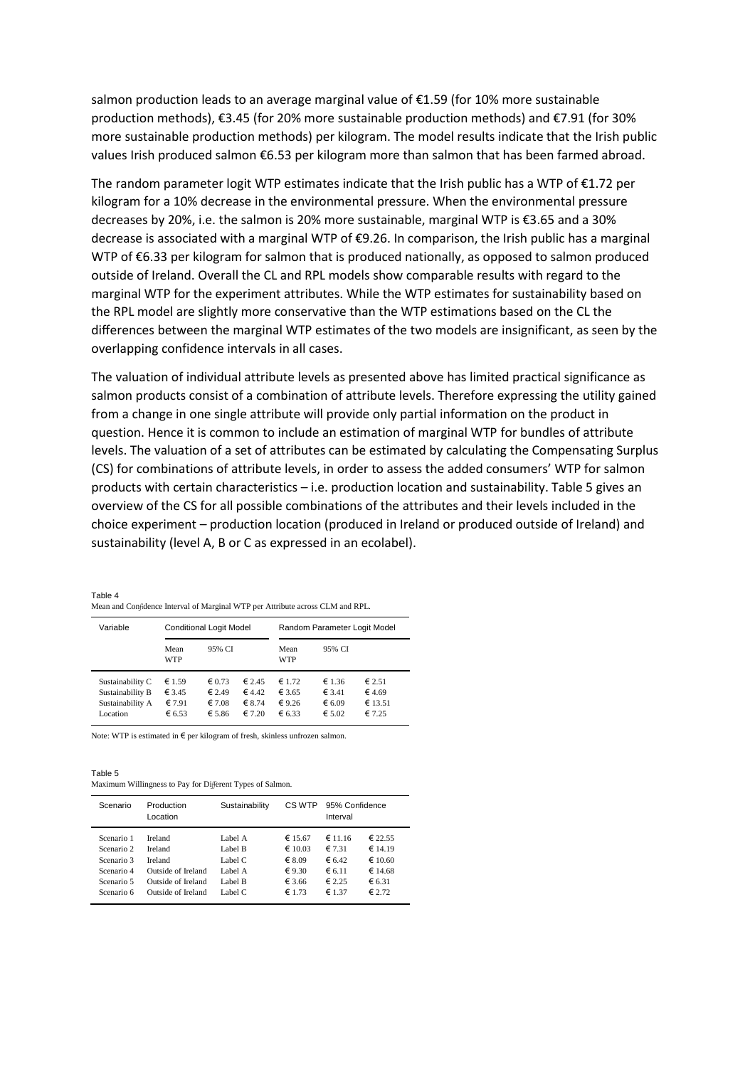salmon production leads to an average marginal value of €1.59 (for 10% more sustainable production methods), €3.45 (for 20% more sustainable production methods) and €7.91 (for 30% more sustainable production methods) per kilogram. The model results indicate that the Irish public values Irish produced salmon €6.53 per kilogram more than salmon that has been farmed abroad.

The random parameter logit WTP estimates indicate that the Irish public has a WTP of €1.72 per kilogram for a 10% decrease in the environmental pressure. When the environmental pressure decreases by 20%, i.e. the salmon is 20% more sustainable, marginal WTP is €3.65 and a 30% decrease is associated with a marginal WTP of €9.26. In comparison, the Irish public has a marginal WTP of €6.33 per kilogram for salmon that is produced nationally, as opposed to salmon produced outside of Ireland. Overall the CL and RPL models show comparable results with regard to the marginal WTP for the experiment attributes. While the WTP estimates for sustainability based on the RPL model are slightly more conservative than the WTP estimations based on the CL the differences between the marginal WTP estimates of the two models are insignificant, as seen by the overlapping confidence intervals in all cases.

The valuation of individual attribute levels as presented above has limited practical significance as salmon products consist of a combination of attribute levels. Therefore expressing the utility gained from a change in one single attribute will provide only partial information on the product in question. Hence it is common to include an estimation of marginal WTP for bundles of attribute levels. The valuation of a set of attributes can be estimated by calculating the Compensating Surplus (CS) for combinations of attribute levels, in order to assess the added consumers' WTP for salmon products with certain characteristics – i.e. production location and sustainability. Table 5 gives an overview of the CS for all possible combinations of the attributes and their levels included in the choice experiment – production location (produced in Ireland or produced outside of Ireland) and sustainability (level A, B or C as expressed in an ecolabel).

Table 4
Mean and Confidence Interval of Marginal WTP per Attribute across CLM and RPL.

| Variable | Conditional Logit Model | | | Random Parameter Logit Model | | |
|---|---|---|---|---|---|---|
| | Mean WTP | 95% CI | | Mean WTP | 95% CI | |
| Sustainability C | € 1.59 | € 0.73 | € 2.45 | € 1.72 | € 1.36 | € 2.51 |
| Sustainability B | € 3.45 | € 2.49 | € 4.42 | € 3.65 | € 3.41 | € 4.69 |
| Sustainability A | € 7.91 | € 7.08 | € 8.74 | € 9.26 | € 6.09 | € 13.51 |
| Location | € 6.53 | € 5.86 | € 7.20 | € 6.33 | € 5.02 | € 7.25 |

Note: WTP is estimated in € per kilogram of fresh, skinless unfrozen salmon.

Table 5
Maximum Willingness to Pay for Different Types of Salmon.

| Scenario | Production Location | Sustainability | CS WTP | 95% Confidence Interval | |
|---|---|---|---|---|---|
| Scenario 1 | Ireland | Label A | € 15.67 | € 11.16 | € 22.55 |
| Scenario 2 | Ireland | Label B | € 10.03 | € 7.31 | € 14.19 |
| Scenario 3 | Ireland | Label C | € 8.09 | € 6.42 | € 10.60 |
| Scenario 4 | Outside of Ireland | Label A | € 9.30 | € 6.11 | € 14.68 |
| Scenario 5 | Outside of Ireland | Label B | € 3.66 | € 2.25 | € 6.31 |
| Scenario 6 | Outside of Ireland | Label C | € 1.73 | € 1.37 | € 2.72 |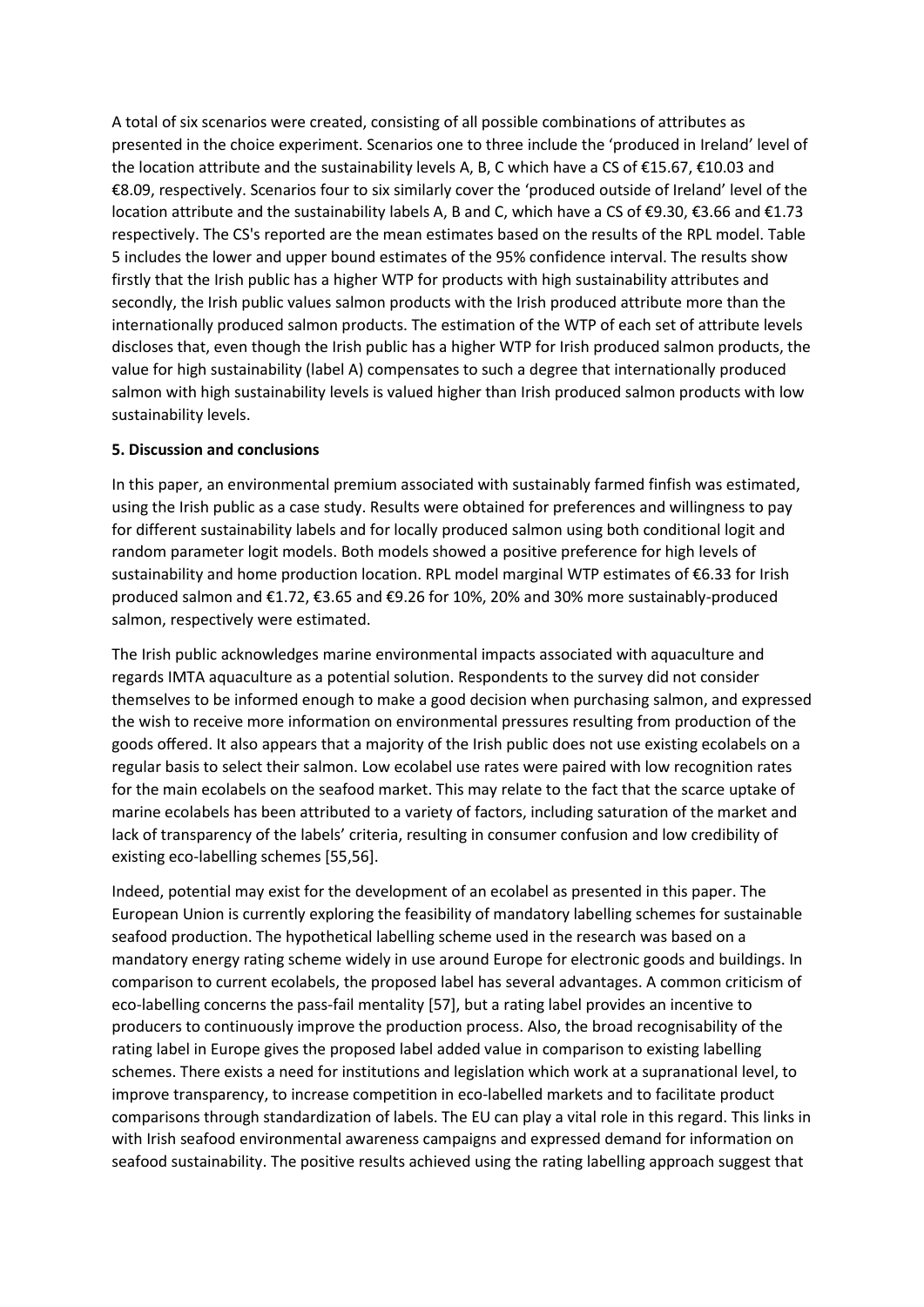A total of six scenarios were created, consisting of all possible combinations of attributes as presented in the choice experiment. Scenarios one to three include the 'produced in Ireland' level of the location attribute and the sustainability levels A, B, C which have a CS of €15.67, €10.03 and €8.09, respectively. Scenarios four to six similarly cover the 'produced outside of Ireland' level of the location attribute and the sustainability labels A, B and C, which have a CS of €9.30, €3.66 and €1.73 respectively. The CS's reported are the mean estimates based on the results of the RPL model. Table 5 includes the lower and upper bound estimates of the 95% confidence interval. The results show firstly that the Irish public has a higher WTP for products with high sustainability attributes and secondly, the Irish public values salmon products with the Irish produced attribute more than the internationally produced salmon products. The estimation of the WTP of each set of attribute levels discloses that, even though the Irish public has a higher WTP for Irish produced salmon products, the value for high sustainability (label A) compensates to such a degree that internationally produced salmon with high sustainability levels is valued higher than Irish produced salmon products with low sustainability levels.

**5. Discussion and conclusions**

In this paper, an environmental premium associated with sustainably farmed finfish was estimated, using the Irish public as a case study. Results were obtained for preferences and willingness to pay for different sustainability labels and for locally produced salmon using both conditional logit and random parameter logit models. Both models showed a positive preference for high levels of sustainability and home production location. RPL model marginal WTP estimates of €6.33 for Irish produced salmon and €1.72, €3.65 and €9.26 for 10%, 20% and 30% more sustainably-produced salmon, respectively were estimated.

The Irish public acknowledges marine environmental impacts associated with aquaculture and regards IMTA aquaculture as a potential solution. Respondents to the survey did not consider themselves to be informed enough to make a good decision when purchasing salmon, and expressed the wish to receive more information on environmental pressures resulting from production of the goods offered. It also appears that a majority of the Irish public does not use existing ecolabels on a regular basis to select their salmon. Low ecolabel use rates were paired with low recognition rates for the main ecolabels on the seafood market. This may relate to the fact that the scarce uptake of marine ecolabels has been attributed to a variety of factors, including saturation of the market and lack of transparency of the labels' criteria, resulting in consumer confusion and low credibility of existing eco-labelling schemes [55,56].

Indeed, potential may exist for the development of an ecolabel as presented in this paper. The European Union is currently exploring the feasibility of mandatory labelling schemes for sustainable seafood production. The hypothetical labelling scheme used in the research was based on a mandatory energy rating scheme widely in use around Europe for electronic goods and buildings. In comparison to current ecolabels, the proposed label has several advantages. A common criticism of eco-labelling concerns the pass-fail mentality [57], but a rating label provides an incentive to producers to continuously improve the production process. Also, the broad recognisability of the rating label in Europe gives the proposed label added value in comparison to existing labelling schemes. There exists a need for institutions and legislation which work at a supranational level, to improve transparency, to increase competition in eco-labelled markets and to facilitate product comparisons through standardization of labels. The EU can play a vital role in this regard. This links in with Irish seafood environmental awareness campaigns and expressed demand for information on seafood sustainability. The positive results achieved using the rating labelling approach suggest that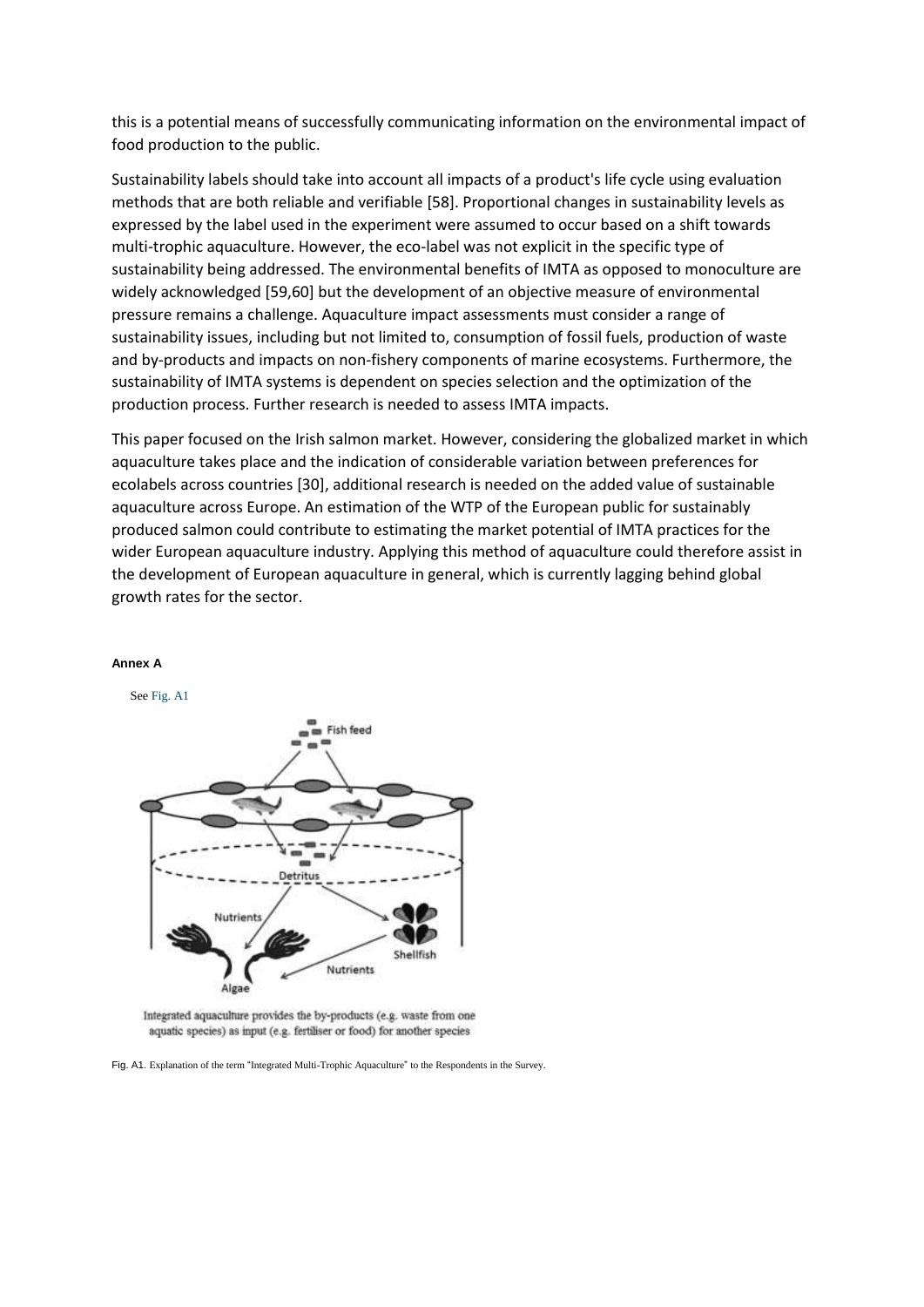this is a potential means of successfully communicating information on the environmental impact of food production to the public.

Sustainability labels should take into account all impacts of a product's life cycle using evaluation methods that are both reliable and verifiable [58]. Proportional changes in sustainability levels as expressed by the label used in the experiment were assumed to occur based on a shift towards multi-trophic aquaculture. However, the eco-label was not explicit in the specific type of sustainability being addressed. The environmental benefits of IMTA as opposed to monoculture are widely acknowledged [59,60] but the development of an objective measure of environmental pressure remains a challenge. Aquaculture impact assessments must consider a range of sustainability issues, including but not limited to, consumption of fossil fuels, production of waste and by-products and impacts on non-fishery components of marine ecosystems. Furthermore, the sustainability of IMTA systems is dependent on species selection and the optimization of the production process. Further research is needed to assess IMTA impacts.

This paper focused on the Irish salmon market. However, considering the globalized market in which aquaculture takes place and the indication of considerable variation between preferences for ecolabels across countries [30], additional research is needed on the added value of sustainable aquaculture across Europe. An estimation of the WTP of the European public for sustainably produced salmon could contribute to estimating the market potential of IMTA practices for the wider European aquaculture industry. Applying this method of aquaculture could therefore assist in the development of European aquaculture in general, which is currently lagging behind global growth rates for the sector.

#### Annex A

See Fig. A1

Integrated aquaculture provides the by-products (e.g. waste from one aquatic species) as input (e.g. fertiliser or food) for another species

Fig. A1. Explanation of the term "Integrated Multi-Trophic Aquaculture" to the Respondents in the Survey.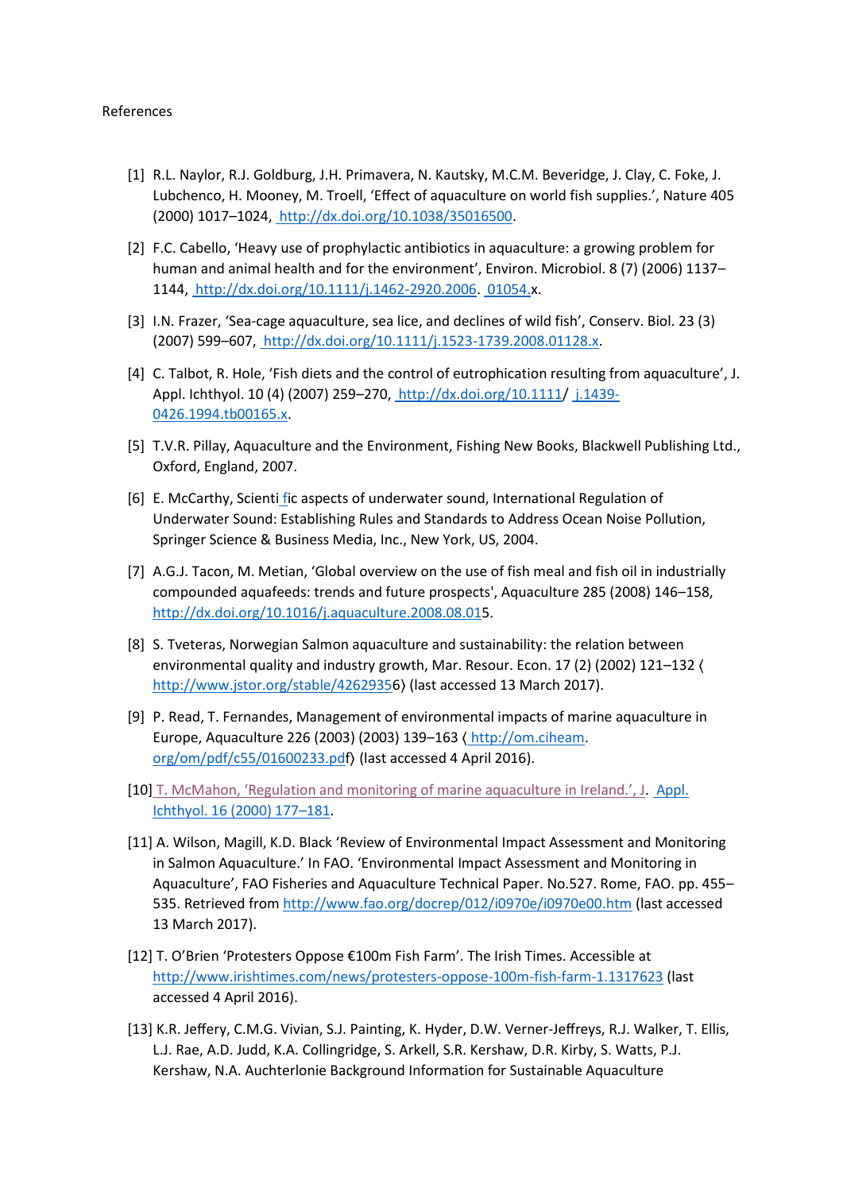References

[1] R.L. Naylor, R.J. Goldburg, J.H. Primavera, N. Kautsky, M.C.M. Beveridge, J. Clay, C. Foke, J. Lubchenco, H. Mooney, M. Troell, 'Effect of aquaculture on world fish supplies.', Nature 405 (2000) 1017–1024, http://dx.doi.org/10.1038/35016500.

[2] F.C. Cabello, 'Heavy use of prophylactic antibiotics in aquaculture: a growing problem for human and animal health and for the environment', Environ. Microbiol. 8 (7) (2006) 1137–1144, http://dx.doi.org/10.1111/j.1462-2920.2006. 01054.x.

[3] I.N. Frazer, 'Sea-cage aquaculture, sea lice, and declines of wild fish', Conserv. Biol. 23 (3) (2007) 599–607, http://dx.doi.org/10.1111/j.1523-1739.2008.01128.x.

[4] C. Talbot, R. Hole, 'Fish diets and the control of eutrophication resulting from aquaculture', J. Appl. Ichthyol. 10 (4) (2007) 259–270, http://dx.doi.org/10.1111/ j.1439-0426.1994.tb00165.x.

[5] T.V.R. Pillay, Aquaculture and the Environment, Fishing New Books, Blackwell Publishing Ltd., Oxford, England, 2007.

[6] E. McCarthy, Scienti fic aspects of underwater sound, International Regulation of Underwater Sound: Establishing Rules and Standards to Address Ocean Noise Pollution, Springer Science & Business Media, Inc., New York, US, 2004.

[7] A.G.J. Tacon, M. Metian, 'Global overview on the use of fish meal and fish oil in industrially compounded aquafeeds: trends and future prospects', Aquaculture 285 (2008) 146–158, http://dx.doi.org/10.1016/j.aquaculture.2008.08.015.

[8] S. Tveteras, Norwegian Salmon aquaculture and sustainability: the relation between environmental quality and industry growth, Mar. Resour. Econ. 17 (2) (2002) 121–132 ⟨ http://www.jstor.org/stable/42629356⟩ (last accessed 13 March 2017).

[9] P. Read, T. Fernandes, Management of environmental impacts of marine aquaculture in Europe, Aquaculture 226 (2003) (2003) 139–163 ⟨ http://om.ciheam.org/om/pdf/c55/01600233.pdf⟩ (last accessed 4 April 2016).

[10] T. McMahon, 'Regulation and monitoring of marine aquaculture in Ireland.', J. Appl. Ichthyol. 16 (2000) 177–181.

[11] A. Wilson, Magill, K.D. Black 'Review of Environmental Impact Assessment and Monitoring in Salmon Aquaculture.' In FAO. 'Environmental Impact Assessment and Monitoring in Aquaculture', FAO Fisheries and Aquaculture Technical Paper. No.527. Rome, FAO. pp. 455–535. Retrieved from http://www.fao.org/docrep/012/i0970e/i0970e00.htm (last accessed 13 March 2017).

[12] T. O'Brien 'Protesters Oppose €100m Fish Farm'. The Irish Times. Accessible at http://www.irishtimes.com/news/protesters-oppose-100m-fish-farm-1.1317623 (last accessed 4 April 2016).

[13] K.R. Jeffery, C.M.G. Vivian, S.J. Painting, K. Hyder, D.W. Verner-Jeffreys, R.J. Walker, T. Ellis, L.J. Rae, A.D. Judd, K.A. Collingridge, S. Arkell, S.R. Kershaw, D.R. Kirby, S. Watts, P.J. Kershaw, N.A. Auchterlonie Background Information for Sustainable Aquaculture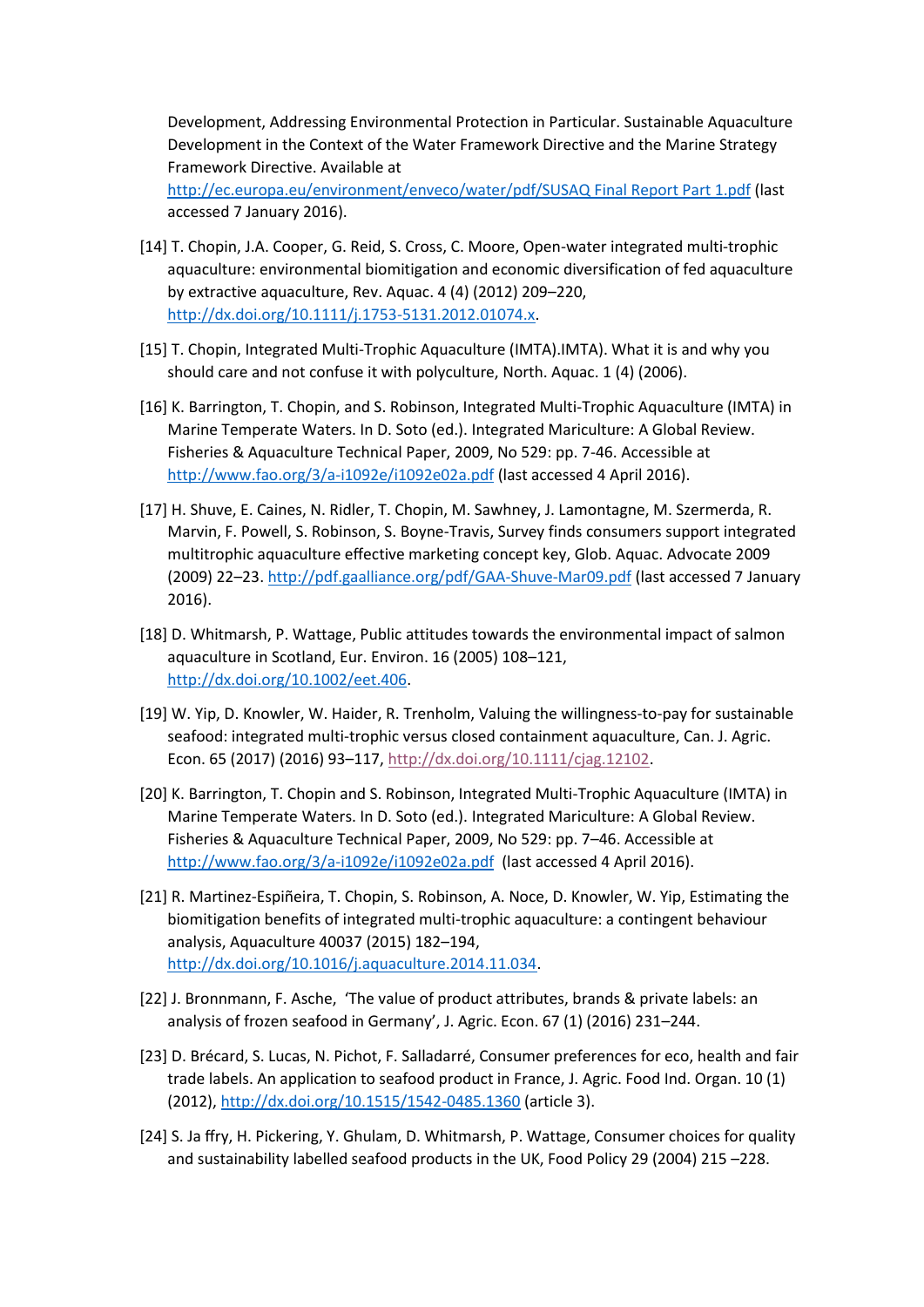Development, Addressing Environmental Protection in Particular. Sustainable Aquaculture Development in the Context of the Water Framework Directive and the Marine Strategy Framework Directive. Available at http://ec.europa.eu/environment/enveco/water/pdf/SUSAQ Final Report Part 1.pdf (last accessed 7 January 2016).

[14] T. Chopin, J.A. Cooper, G. Reid, S. Cross, C. Moore, Open-water integrated multi-trophic aquaculture: environmental biomitigation and economic diversification of fed aquaculture by extractive aquaculture, Rev. Aquac. 4 (4) (2012) 209–220, http://dx.doi.org/10.1111/j.1753-5131.2012.01074.x.

[15] T. Chopin, Integrated Multi-Trophic Aquaculture (IMTA).IMTA). What it is and why you should care and not confuse it with polyculture, North. Aquac. 1 (4) (2006).

[16] K. Barrington, T. Chopin, and S. Robinson, Integrated Multi-Trophic Aquaculture (IMTA) in Marine Temperate Waters. In D. Soto (ed.). Integrated Mariculture: A Global Review. Fisheries & Aquaculture Technical Paper, 2009, No 529: pp. 7-46. Accessible at http://www.fao.org/3/a-i1092e/i1092e02a.pdf (last accessed 4 April 2016).

[17] H. Shuve, E. Caines, N. Ridler, T. Chopin, M. Sawhney, J. Lamontagne, M. Szermerda, R. Marvin, F. Powell, S. Robinson, S. Boyne-Travis, Survey finds consumers support integrated multitrophic aquaculture effective marketing concept key, Glob. Aquac. Advocate 2009 (2009) 22–23. http://pdf.gaalliance.org/pdf/GAA-Shuve-Mar09.pdf (last accessed 7 January 2016).

[18] D. Whitmarsh, P. Wattage, Public attitudes towards the environmental impact of salmon aquaculture in Scotland, Eur. Environ. 16 (2005) 108–121, http://dx.doi.org/10.1002/eet.406.

[19] W. Yip, D. Knowler, W. Haider, R. Trenholm, Valuing the willingness-to-pay for sustainable seafood: integrated multi-trophic versus closed containment aquaculture, Can. J. Agric. Econ. 65 (2017) (2016) 93–117, http://dx.doi.org/10.1111/cjag.12102.

[20] K. Barrington, T. Chopin and S. Robinson, Integrated Multi-Trophic Aquaculture (IMTA) in Marine Temperate Waters. In D. Soto (ed.). Integrated Mariculture: A Global Review. Fisheries & Aquaculture Technical Paper, 2009, No 529: pp. 7–46. Accessible at http://www.fao.org/3/a-i1092e/i1092e02a.pdf (last accessed 4 April 2016).

[21] R. Martinez-Espiñeira, T. Chopin, S. Robinson, A. Noce, D. Knowler, W. Yip, Estimating the biomitigation benefits of integrated multi-trophic aquaculture: a contingent behaviour analysis, Aquaculture 40037 (2015) 182–194, http://dx.doi.org/10.1016/j.aquaculture.2014.11.034.

[22] J. Bronnmann, F. Asche, 'The value of product attributes, brands & private labels: an analysis of frozen seafood in Germany', J. Agric. Econ. 67 (1) (2016) 231–244.

[23] D. Brécard, S. Lucas, N. Pichot, F. Salladarré, Consumer preferences for eco, health and fair trade labels. An application to seafood product in France, J. Agric. Food Ind. Organ. 10 (1) (2012), http://dx.doi.org/10.1515/1542-0485.1360 (article 3).

[24] S. Ja ffry, H. Pickering, Y. Ghulam, D. Whitmarsh, P. Wattage, Consumer choices for quality and sustainability labelled seafood products in the UK, Food Policy 29 (2004) 215 –228.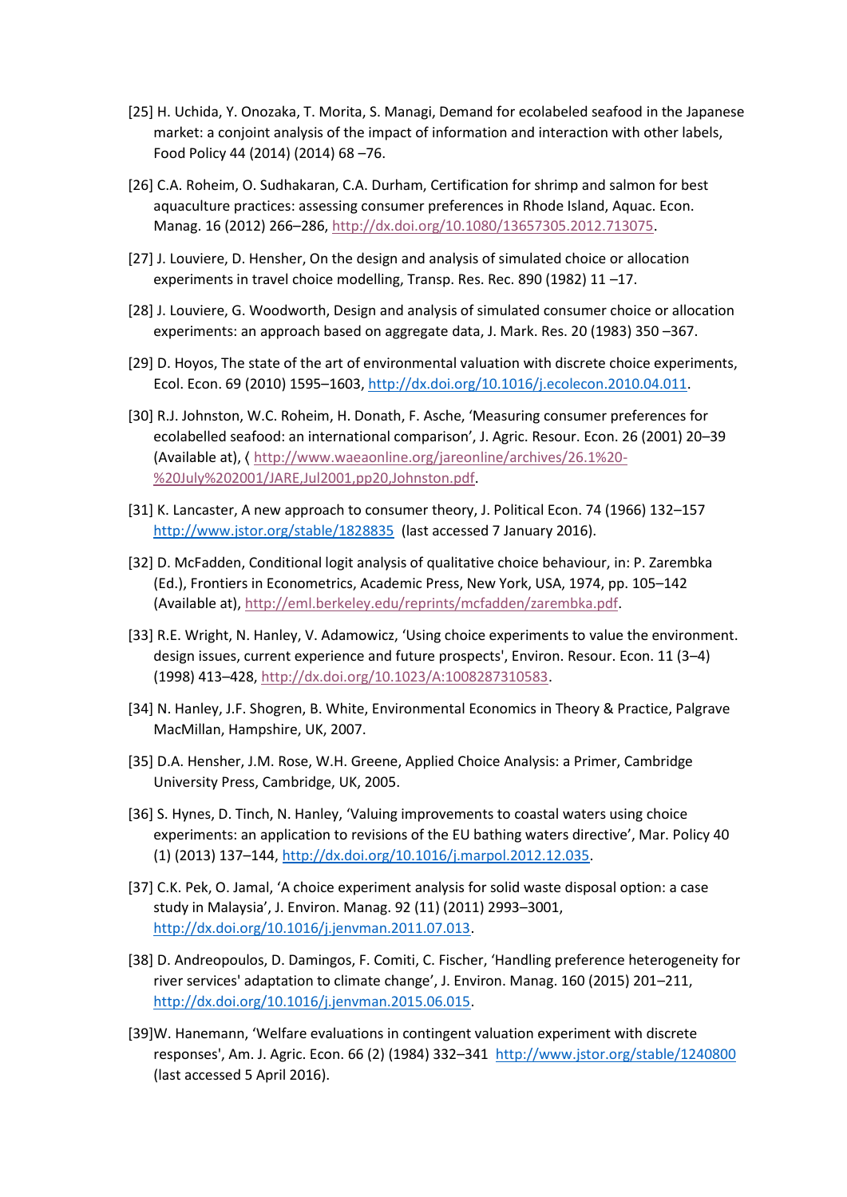[25] H. Uchida, Y. Onozaka, T. Morita, S. Managi, Demand for ecolabeled seafood in the Japanese market: a conjoint analysis of the impact of information and interaction with other labels, Food Policy 44 (2014) (2014) 68 –76.

[26] C.A. Roheim, O. Sudhakaran, C.A. Durham, Certification for shrimp and salmon for best aquaculture practices: assessing consumer preferences in Rhode Island, Aquac. Econ. Manag. 16 (2012) 266–286, http://dx.doi.org/10.1080/13657305.2012.713075.

[27] J. Louviere, D. Hensher, On the design and analysis of simulated choice or allocation experiments in travel choice modelling, Transp. Res. Rec. 890 (1982) 11 –17.

[28] J. Louviere, G. Woodworth, Design and analysis of simulated consumer choice or allocation experiments: an approach based on aggregate data, J. Mark. Res. 20 (1983) 350 –367.

[29] D. Hoyos, The state of the art of environmental valuation with discrete choice experiments, Ecol. Econ. 69 (2010) 1595–1603, http://dx.doi.org/10.1016/j.ecolecon.2010.04.011.

[30] R.J. Johnston, W.C. Roheim, H. Donath, F. Asche, 'Measuring consumer preferences for ecolabelled seafood: an international comparison', J. Agric. Resour. Econ. 26 (2001) 20–39 (Available at), ⟨ http://www.waeaonline.org/jareonline/archives/26.1%20-%20July%202001/JARE,Jul2001,pp20,Johnston.pdf.

[31] K. Lancaster, A new approach to consumer theory, J. Political Econ. 74 (1966) 132–157 http://www.jstor.org/stable/1828835 (last accessed 7 January 2016).

[32] D. McFadden, Conditional logit analysis of qualitative choice behaviour, in: P. Zarembka (Ed.), Frontiers in Econometrics, Academic Press, New York, USA, 1974, pp. 105–142 (Available at), http://eml.berkeley.edu/reprints/mcfadden/zarembka.pdf.

[33] R.E. Wright, N. Hanley, V. Adamowicz, 'Using choice experiments to value the environment. design issues, current experience and future prospects', Environ. Resour. Econ. 11 (3–4) (1998) 413–428, http://dx.doi.org/10.1023/A:1008287310583.

[34] N. Hanley, J.F. Shogren, B. White, Environmental Economics in Theory & Practice, Palgrave MacMillan, Hampshire, UK, 2007.

[35] D.A. Hensher, J.M. Rose, W.H. Greene, Applied Choice Analysis: a Primer, Cambridge University Press, Cambridge, UK, 2005.

[36] S. Hynes, D. Tinch, N. Hanley, 'Valuing improvements to coastal waters using choice experiments: an application to revisions of the EU bathing waters directive', Mar. Policy 40 (1) (2013) 137–144, http://dx.doi.org/10.1016/j.marpol.2012.12.035.

[37] C.K. Pek, O. Jamal, 'A choice experiment analysis for solid waste disposal option: a case study in Malaysia', J. Environ. Manag. 92 (11) (2011) 2993–3001, http://dx.doi.org/10.1016/j.jenvman.2011.07.013.

[38] D. Andreopoulos, D. Damingos, F. Comiti, C. Fischer, 'Handling preference heterogeneity for river services' adaptation to climate change', J. Environ. Manag. 160 (2015) 201–211, http://dx.doi.org/10.1016/j.jenvman.2015.06.015.

[39]W. Hanemann, 'Welfare evaluations in contingent valuation experiment with discrete responses', Am. J. Agric. Econ. 66 (2) (1984) 332–341 http://www.jstor.org/stable/1240800 (last accessed 5 April 2016).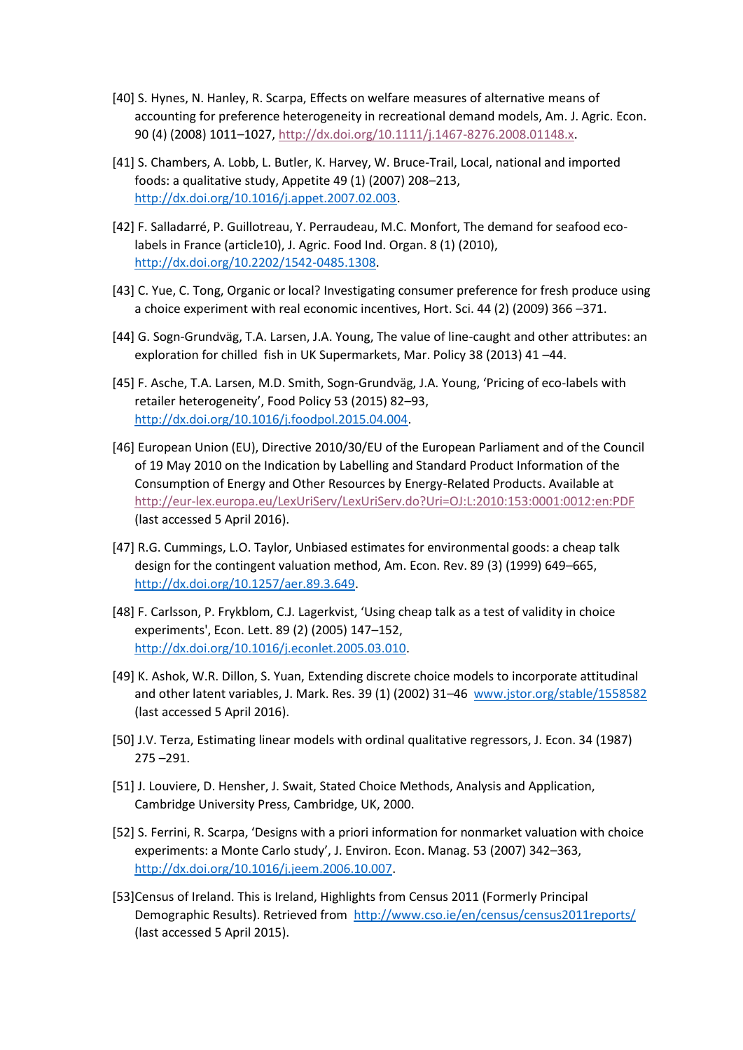[40] S. Hynes, N. Hanley, R. Scarpa, Effects on welfare measures of alternative means of accounting for preference heterogeneity in recreational demand models, Am. J. Agric. Econ. 90 (4) (2008) 1011–1027, http://dx.doi.org/10.1111/j.1467-8276.2008.01148.x.

[41] S. Chambers, A. Lobb, L. Butler, K. Harvey, W. Bruce-Trail, Local, national and imported foods: a qualitative study, Appetite 49 (1) (2007) 208–213, http://dx.doi.org/10.1016/j.appet.2007.02.003.

[42] F. Salladarré, P. Guillotreau, Y. Perraudeau, M.C. Monfort, The demand for seafood eco-labels in France (article10), J. Agric. Food Ind. Organ. 8 (1) (2010), http://dx.doi.org/10.2202/1542-0485.1308.

[43] C. Yue, C. Tong, Organic or local? Investigating consumer preference for fresh produce using a choice experiment with real economic incentives, Hort. Sci. 44 (2) (2009) 366 –371.

[44] G. Sogn-Grundväg, T.A. Larsen, J.A. Young, The value of line-caught and other attributes: an exploration for chilled fish in UK Supermarkets, Mar. Policy 38 (2013) 41 –44.

[45] F. Asche, T.A. Larsen, M.D. Smith, Sogn-Grundväg, J.A. Young, 'Pricing of eco-labels with retailer heterogeneity', Food Policy 53 (2015) 82–93, http://dx.doi.org/10.1016/j.foodpol.2015.04.004.

[46] European Union (EU), Directive 2010/30/EU of the European Parliament and of the Council of 19 May 2010 on the Indication by Labelling and Standard Product Information of the Consumption of Energy and Other Resources by Energy-Related Products. Available at http://eur-lex.europa.eu/LexUriServ/LexUriServ.do?Uri=OJ:L:2010:153:0001:0012:en:PDF (last accessed 5 April 2016).

[47] R.G. Cummings, L.O. Taylor, Unbiased estimates for environmental goods: a cheap talk design for the contingent valuation method, Am. Econ. Rev. 89 (3) (1999) 649–665, http://dx.doi.org/10.1257/aer.89.3.649.

[48] F. Carlsson, P. Frykblom, C.J. Lagerkvist, 'Using cheap talk as a test of validity in choice experiments', Econ. Lett. 89 (2) (2005) 147–152, http://dx.doi.org/10.1016/j.econlet.2005.03.010.

[49] K. Ashok, W.R. Dillon, S. Yuan, Extending discrete choice models to incorporate attitudinal and other latent variables, J. Mark. Res. 39 (1) (2002) 31–46 www.jstor.org/stable/1558582 (last accessed 5 April 2016).

[50] J.V. Terza, Estimating linear models with ordinal qualitative regressors, J. Econ. 34 (1987) 275 –291.

[51] J. Louviere, D. Hensher, J. Swait, Stated Choice Methods, Analysis and Application, Cambridge University Press, Cambridge, UK, 2000.

[52] S. Ferrini, R. Scarpa, 'Designs with a priori information for nonmarket valuation with choice experiments: a Monte Carlo study', J. Environ. Econ. Manag. 53 (2007) 342–363, http://dx.doi.org/10.1016/j.jeem.2006.10.007.

[53]Census of Ireland. This is Ireland, Highlights from Census 2011 (Formerly Principal Demographic Results). Retrieved from http://www.cso.ie/en/census/census2011reports/ (last accessed 5 April 2015).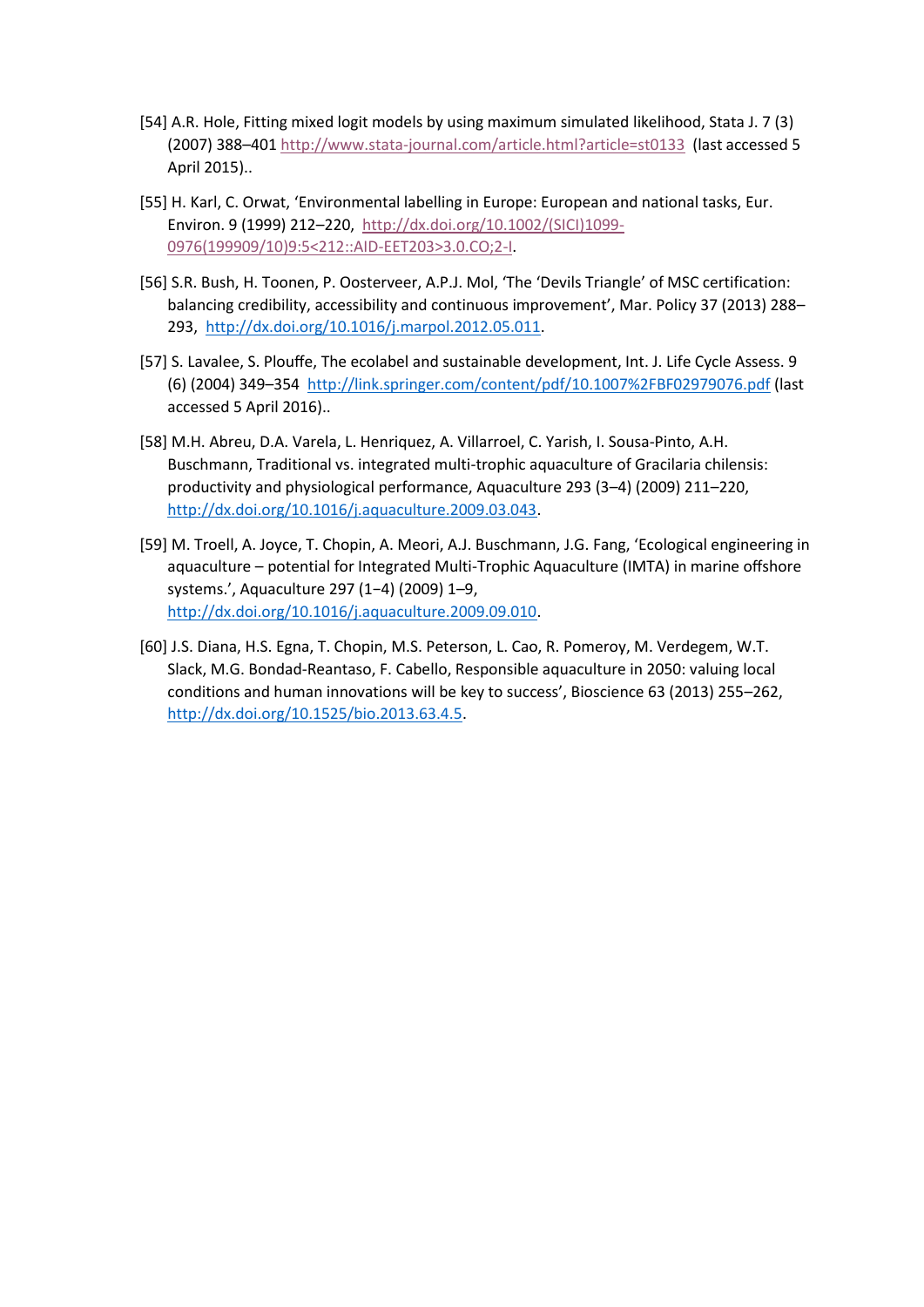[54] A.R. Hole, Fitting mixed logit models by using maximum simulated likelihood, Stata J. 7 (3) (2007) 388–401 http://www.stata-journal.com/article.html?article=st0133 (last accessed 5 April 2015)..

[55] H. Karl, C. Orwat, 'Environmental labelling in Europe: European and national tasks, Eur. Environ. 9 (1999) 212–220, http://dx.doi.org/10.1002/(SICI)1099-0976(199909/10)9:5<212::AID-EET203>3.0.CO;2-I.

[56] S.R. Bush, H. Toonen, P. Oosterveer, A.P.J. Mol, 'The 'Devils Triangle' of MSC certification: balancing credibility, accessibility and continuous improvement', Mar. Policy 37 (2013) 288–293, http://dx.doi.org/10.1016/j.marpol.2012.05.011.

[57] S. Lavalee, S. Plouffe, The ecolabel and sustainable development, Int. J. Life Cycle Assess. 9 (6) (2004) 349–354 http://link.springer.com/content/pdf/10.1007%2FBF02979076.pdf (last accessed 5 April 2016)..

[58] M.H. Abreu, D.A. Varela, L. Henriquez, A. Villarroel, C. Yarish, I. Sousa-Pinto, A.H. Buschmann, Traditional vs. integrated multi-trophic aquaculture of Gracilaria chilensis: productivity and physiological performance, Aquaculture 293 (3–4) (2009) 211–220, http://dx.doi.org/10.1016/j.aquaculture.2009.03.043.

[59] M. Troell, A. Joyce, T. Chopin, A. Meori, A.J. Buschmann, J.G. Fang, 'Ecological engineering in aquaculture – potential for Integrated Multi-Trophic Aquaculture (IMTA) in marine offshore systems.', Aquaculture 297 (1–4) (2009) 1–9, http://dx.doi.org/10.1016/j.aquaculture.2009.09.010.

[60] J.S. Diana, H.S. Egna, T. Chopin, M.S. Peterson, L. Cao, R. Pomeroy, M. Verdegem, W.T. Slack, M.G. Bondad-Reantaso, F. Cabello, Responsible aquaculture in 2050: valuing local conditions and human innovations will be key to success', Bioscience 63 (2013) 255–262, http://dx.doi.org/10.1525/bio.2013.63.4.5.